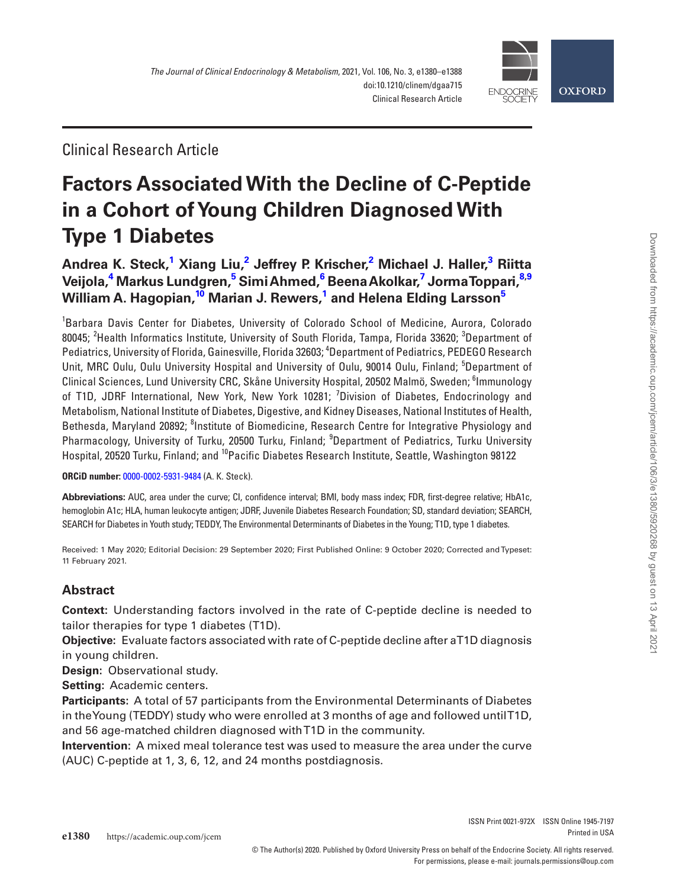Clinical Research Article

# Factors Associated With the Decline of C-Peptide in a Cohort of Young Children Diagnosed With Type 1 Diabetes

**Andrea K. Steck,[1] Xiang Liu,[2] Jeffrey P. Krischer,[2] Michael J. Haller,[3] Riitta Veijola,[4] Markus Lundgren,[5] Simi Ahmed,[6] Beena Akolkar,[7] Jorma Toppari,[8,9] William A. Hagopian,[10] Marian J. Rewers,[1] and Helena Elding Larsson[5]**

[1]Barbara Davis Center for Diabetes, University of Colorado School of Medicine, Aurora, Colorado 80045; [2]Health Informatics Institute, University of South Florida, Tampa, Florida 33620; [3]Department of Pediatrics, University of Florida, Gainesville, Florida 32603; [4]Department of Pediatrics, PEDEGO Research Unit, MRC Oulu, Oulu University Hospital and University of Oulu, 90014 Oulu, Finland; [5]Department of Clinical Sciences, Lund University CRC, Skåne University Hospital, 20502 Malmö, Sweden; [6]Immunology of T1D, JDRF International, New York, New York 10281; [7]Division of Diabetes, Endocrinology and Metabolism, National Institute of Diabetes, Digestive, and Kidney Diseases, National Institutes of Health, Bethesda, Maryland 20892; [8]Institute of Biomedicine, Research Centre for Integrative Physiology and Pharmacology, University of Turku, 20500 Turku, Finland; [9]Department of Pediatrics, Turku University Hospital, 20520 Turku, Finland; and [10]Pacific Diabetes Research Institute, Seattle, Washington 98122

**ORCiD number:** 0000-0002-5931-9484 (A. K. Steck).

**Abbreviations:** AUC, area under the curve; CI, confidence interval; BMI, body mass index; FDR, first-degree relative; HbA1c, hemoglobin A1c; HLA, human leukocyte antigen; JDRF, Juvenile Diabetes Research Foundation; SD, standard deviation; SEARCH, SEARCH for Diabetes in Youth study; TEDDY, The Environmental Determinants of Diabetes in the Young; T1D, type 1 diabetes.

Received: 1 May 2020; Editorial Decision: 29 September 2020; First Published Online: 9 October 2020; Corrected and Typeset: 11 February 2021.

## Abstract

**Context:** Understanding factors involved in the rate of C-peptide decline is needed to tailor therapies for type 1 diabetes (T1D).

**Objective:** Evaluate factors associated with rate of C-peptide decline after a T1D diagnosis in young children.

**Design:** Observational study.

**Setting:** Academic centers.

**Participants:** A total of 57 participants from the Environmental Determinants of Diabetes in the Young (TEDDY) study who were enrolled at 3 months of age and followed until T1D, and 56 age-matched children diagnosed with T1D in the community.

**Intervention:** A mixed meal tolerance test was used to measure the area under the curve (AUC) C-peptide at 1, 3, 6, 12, and 24 months postdiagnosis.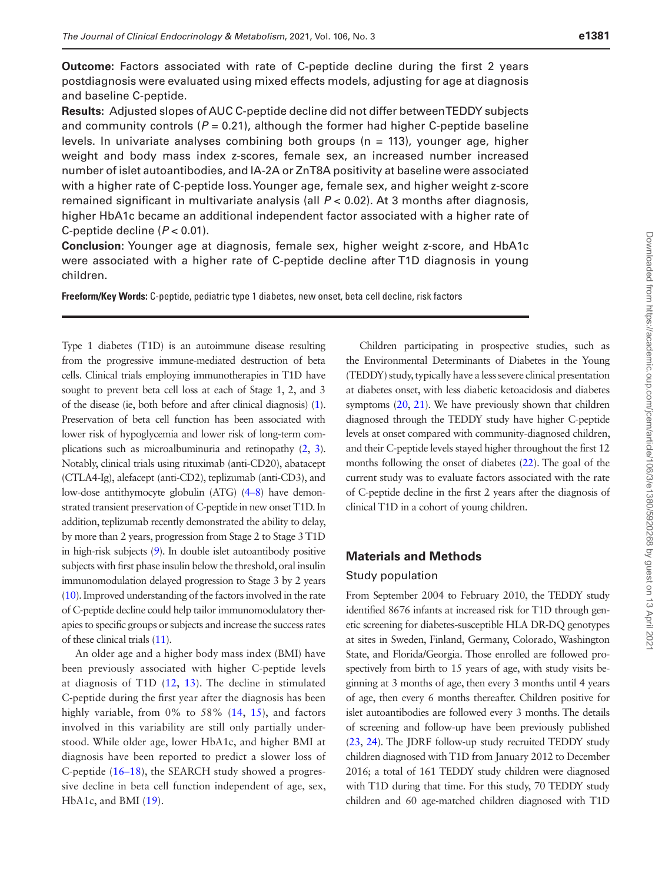**Outcome:** Factors associated with rate of C-peptide decline during the first 2 years postdiagnosis were evaluated using mixed effects models, adjusting for age at diagnosis and baseline C-peptide.

**Results:** Adjusted slopes of AUC C-peptide decline did not differ between TEDDY subjects and community controls ($P = 0.21$), although the former had higher C-peptide baseline levels. In univariate analyses combining both groups (n = 113), younger age, higher weight and body mass index z-scores, female sex, an increased number increased number of islet autoantibodies, and IA-2A or ZnT8A positivity at baseline were associated with a higher rate of C-peptide loss. Younger age, female sex, and higher weight z-score remained significant in multivariate analysis (all $P < 0.02$). At 3 months after diagnosis, higher HbA1c became an additional independent factor associated with a higher rate of C-peptide decline ($P < 0.01$).

**Conclusion:** Younger age at diagnosis, female sex, higher weight z-score, and HbA1c were associated with a higher rate of C-peptide decline after T1D diagnosis in young children.

**Freeform/Key Words:** C-peptide, pediatric type 1 diabetes, new onset, beta cell decline, risk factors

---

Type 1 diabetes (T1D) is an autoimmune disease resulting from the progressive immune-mediated destruction of beta cells. Clinical trials employing immunotherapies in T1D have sought to prevent beta cell loss at each of Stage 1, 2, and 3 of the disease (ie, both before and after clinical diagnosis) (1). Preservation of beta cell function has been associated with lower risk of hypoglycemia and lower risk of long-term complications such as microalbuminuria and retinopathy (2, 3). Notably, clinical trials using rituximab (anti-CD20), abatacept (CTLA4-Ig), alefacept (anti-CD2), teplizumab (anti-CD3), and low-dose antithymocyte globulin (ATG) (4–8) have demonstrated transient preservation of C-peptide in new onset T1D. In addition, teplizumab recently demonstrated the ability to delay, by more than 2 years, progression from Stage 2 to Stage 3 T1D in high-risk subjects (9). In double islet autoantibody positive subjects with first phase insulin below the threshold, oral insulin immunomodulation delayed progression to Stage 3 by 2 years (10). Improved understanding of the factors involved in the rate of C-peptide decline could help tailor immunomodulatory therapies to specific groups or subjects and increase the success rates of these clinical trials (11).

An older age and a higher body mass index (BMI) have been previously associated with higher C-peptide levels at diagnosis of T1D (12, 13). The decline in stimulated C-peptide during the first year after the diagnosis has been highly variable, from 0% to 58% (14, 15), and factors involved in this variability are still only partially understood. While older age, lower HbA1c, and higher BMI at diagnosis have been reported to predict a slower loss of C-peptide (16–18), the SEARCH study showed a progressive decline in beta cell function independent of age, sex, HbA1c, and BMI (19).

Children participating in prospective studies, such as the Environmental Determinants of Diabetes in the Young (TEDDY) study, typically have a less severe clinical presentation at diabetes onset, with less diabetic ketoacidosis and diabetes symptoms (20, 21). We have previously shown that children diagnosed through the TEDDY study have higher C-peptide levels at onset compared with community-diagnosed children, and their C-peptide levels stayed higher throughout the first 12 months following the onset of diabetes (22). The goal of the current study was to evaluate factors associated with the rate of C-peptide decline in the first 2 years after the diagnosis of clinical T1D in a cohort of young children.

## Materials and Methods

### Study population

From September 2004 to February 2010, the TEDDY study identified 8676 infants at increased risk for T1D through genetic screening for diabetes-susceptible HLA DR-DQ genotypes at sites in Sweden, Finland, Germany, Colorado, Washington State, and Florida/Georgia. Those enrolled are followed prospectively from birth to 15 years of age, with study visits beginning at 3 months of age, then every 3 months until 4 years of age, then every 6 months thereafter. Children positive for islet autoantibodies are followed every 3 months. The details of screening and follow-up have been previously published (23, 24). The JDRF follow-up study recruited TEDDY study children diagnosed with T1D from January 2012 to December 2016; a total of 161 TEDDY study children were diagnosed with T1D during that time. For this study, 70 TEDDY study children and 60 age-matched children diagnosed with T1D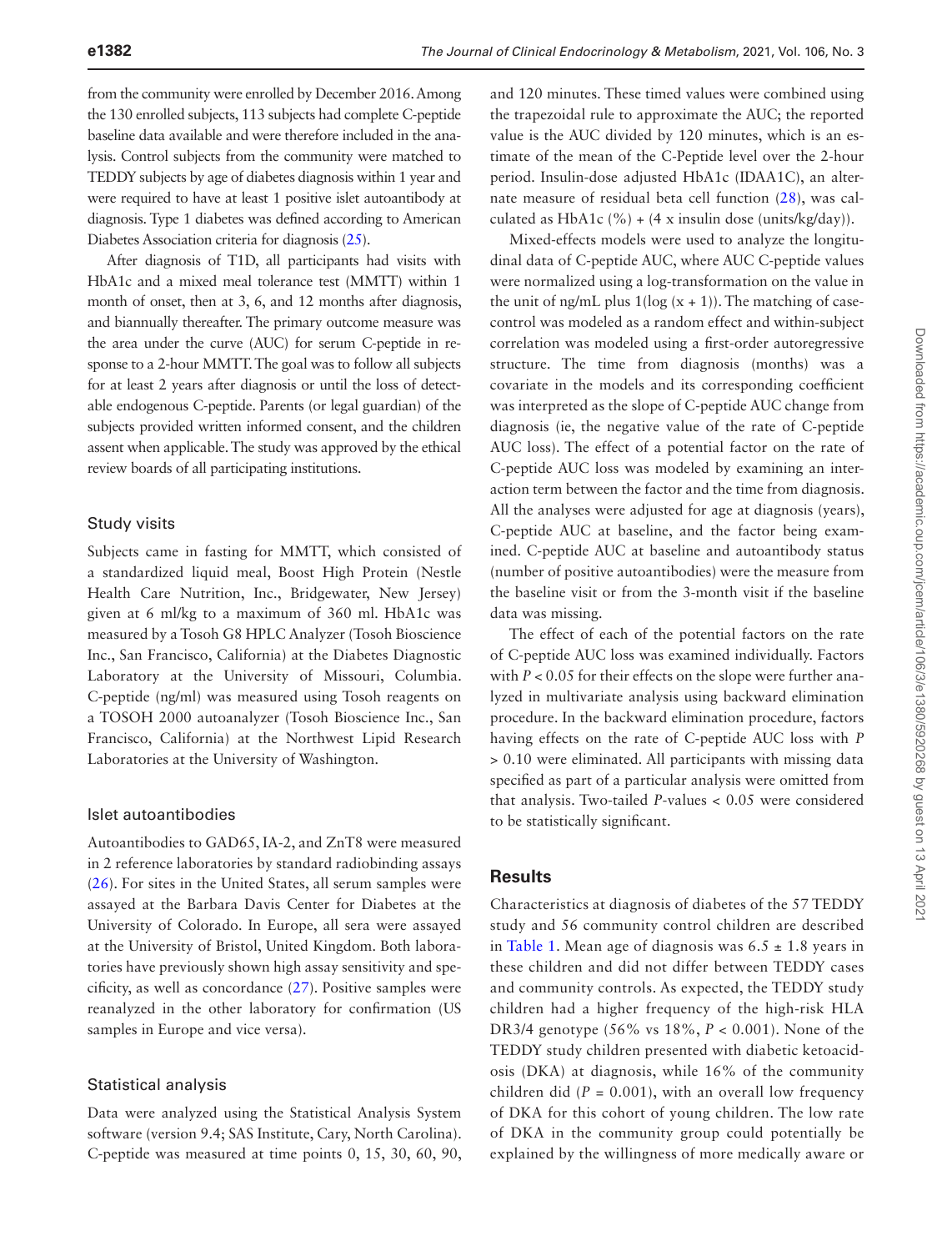from the community were enrolled by December 2016. Among the 130 enrolled subjects, 113 subjects had complete C-peptide baseline data available and were therefore included in the analysis. Control subjects from the community were matched to TEDDY subjects by age of diabetes diagnosis within 1 year and were required to have at least 1 positive islet autoantibody at diagnosis. Type 1 diabetes was defined according to American Diabetes Association criteria for diagnosis (25).

After diagnosis of T1D, all participants had visits with HbA1c and a mixed meal tolerance test (MMTT) within 1 month of onset, then at 3, 6, and 12 months after diagnosis, and biannually thereafter. The primary outcome measure was the area under the curve (AUC) for serum C-peptide in response to a 2-hour MMTT. The goal was to follow all subjects for at least 2 years after diagnosis or until the loss of detectable endogenous C-peptide. Parents (or legal guardian) of the subjects provided written informed consent, and the children assent when applicable. The study was approved by the ethical review boards of all participating institutions.

### Study visits

Subjects came in fasting for MMTT, which consisted of a standardized liquid meal, Boost High Protein (Nestle Health Care Nutrition, Inc., Bridgewater, New Jersey) given at 6 ml/kg to a maximum of 360 ml. HbA1c was measured by a Tosoh G8 HPLC Analyzer (Tosoh Bioscience Inc., San Francisco, California) at the Diabetes Diagnostic Laboratory at the University of Missouri, Columbia. C-peptide (ng/ml) was measured using Tosoh reagents on a TOSOH 2000 autoanalyzer (Tosoh Bioscience Inc., San Francisco, California) at the Northwest Lipid Research Laboratories at the University of Washington.

### Islet autoantibodies

Autoantibodies to GAD65, IA-2, and ZnT8 were measured in 2 reference laboratories by standard radiobinding assays (26). For sites in the United States, all serum samples were assayed at the Barbara Davis Center for Diabetes at the University of Colorado. In Europe, all sera were assayed at the University of Bristol, United Kingdom. Both laboratories have previously shown high assay sensitivity and specificity, as well as concordance (27). Positive samples were reanalyzed in the other laboratory for confirmation (US samples in Europe and vice versa).

### Statistical analysis

Data were analyzed using the Statistical Analysis System software (version 9.4; SAS Institute, Cary, North Carolina). C-peptide was measured at time points 0, 15, 30, 60, 90, and 120 minutes. These timed values were combined using the trapezoidal rule to approximate the AUC; the reported value is the AUC divided by 120 minutes, which is an estimate of the mean of the C-Peptide level over the 2-hour period. Insulin-dose adjusted HbA1c (IDAA1C), an alternate measure of residual beta cell function (28), was calculated as HbA1c (%) + (4 x insulin dose (units/kg/day)).

Mixed-effects models were used to analyze the longitudinal data of C-peptide AUC, where AUC C-peptide values were normalized using a log-transformation on the value in the unit of ng/mL plus 1(log (x + 1)). The matching of case-control was modeled as a random effect and within-subject correlation was modeled using a first-order autoregressive structure. The time from diagnosis (months) was a covariate in the models and its corresponding coefficient was interpreted as the slope of C-peptide AUC change from diagnosis (ie, the negative value of the rate of C-peptide AUC loss). The effect of a potential factor on the rate of C-peptide AUC loss was modeled by examining an interaction term between the factor and the time from diagnosis. All the analyses were adjusted for age at diagnosis (years), C-peptide AUC at baseline, and the factor being examined. C-peptide AUC at baseline and autoantibody status (number of positive autoantibodies) were the measure from the baseline visit or from the 3-month visit if the baseline data was missing.

The effect of each of the potential factors on the rate of C-peptide AUC loss was examined individually. Factors with $P < 0.05$ for their effects on the slope were further analyzed in multivariate analysis using backward elimination procedure. In the backward elimination procedure, factors having effects on the rate of C-peptide AUC loss with $P > 0.10$ were eliminated. All participants with missing data specified as part of a particular analysis were omitted from that analysis. Two-tailed $P$-values < 0.05 were considered to be statistically significant.

## Results

Characteristics at diagnosis of diabetes of the 57 TEDDY study and 56 community control children are described in Table 1. Mean age of diagnosis was 6.5 ± 1.8 years in these children and did not differ between TEDDY cases and community controls. As expected, the TEDDY study children had a higher frequency of the high-risk HLA DR3/4 genotype (56% vs 18%, $P < 0.001$). None of the TEDDY study children presented with diabetic ketoacidosis (DKA) at diagnosis, while 16% of the community children did ($P = 0.001$), with an overall low frequency of DKA for this cohort of young children. The low rate of DKA in the community group could potentially be explained by the willingness of more medically aware or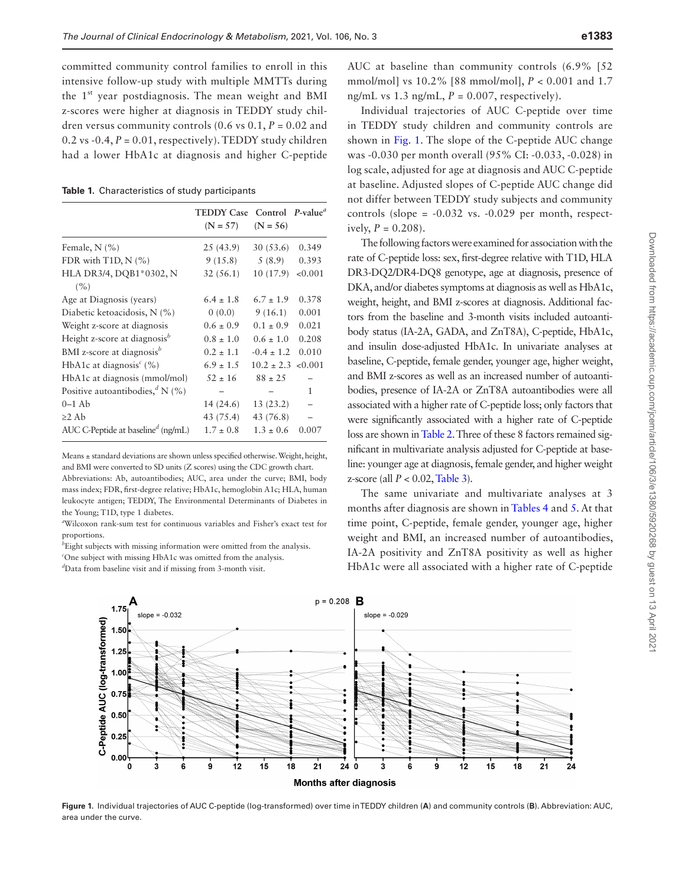committed community control families to enroll in this intensive follow-up study with multiple MMTTs during the 1st year postdiagnosis. The mean weight and BMI z-scores were higher at diagnosis in TEDDY study children versus community controls (0.6 vs 0.1, $P = 0.02$ and 0.2 vs -0.4, $P = 0.01$, respectively). TEDDY study children had a lower HbA1c at diagnosis and higher C-peptide AUC at baseline than community controls (6.9% [52 mmol/mol] vs 10.2% [88 mmol/mol], $P < 0.001$ and 1.7 ng/mL vs 1.3 ng/mL, $P = 0.007$, respectively).

**Table 1.** Characteristics of study participants

| | TEDDY Case (N = 57) | Control (N = 56) | P-value[a] |
|---|---|---|---|
| Female, N (%) | 25 (43.9) | 30 (53.6) | 0.349 |
| FDR with T1D, N (%) | 9 (15.8) | 5 (8.9) | 0.393 |
| HLA DR3/4, DQB1*0302, N (%) | 32 (56.1) | 10 (17.9) | <0.001 |
| Age at Diagnosis (years) | 6.4 ± 1.8 | 6.7 ± 1.9 | 0.378 |
| Diabetic ketoacidosis, N (%) | 0 (0.0) | 9 (16.1) | 0.001 |
| Weight z-score at diagnosis | 0.6 ± 0.9 | 0.1 ± 0.9 | 0.021 |
| Height z-score at diagnosis[b] | 0.8 ± 1.0 | 0.6 ± 1.0 | 0.208 |
| BMI z-score at diagnosis[b] | 0.2 ± 1.1 | -0.4 ± 1.2 | 0.010 |
| HbA1c at diagnosis[c] (%) | 6.9 ± 1.5 | 10.2 ± 2.3 | <0.001 |
| HbA1c at diagnosis (mmol/mol) | 52 ± 16 | 88 ± 25 | – |
| Positive autoantibodies,[d] N (%) | – | – | 1 |
| 0–1 Ab | 14 (24.6) | 13 (23.2) | – |
| ≥2 Ab | 43 (75.4) | 43 (76.8) | – |
| AUC C-Peptide at baseline[d] (ng/mL) | 1.7 ± 0.8 | 1.3 ± 0.6 | 0.007 |

Means ± standard deviations are shown unless specified otherwise. Weight, height, and BMI were converted to SD units (Z scores) using the CDC growth chart.
Abbreviations: Ab, autoantibodies; AUC, area under the curve; BMI, body mass index; FDR, first-degree relative; HbA1c, hemoglobin A1c; HLA, human leukocyte antigen; TEDDY, The Environmental Determinants of Diabetes in the Young; T1D, type 1 diabetes.
[a]Wilcoxon rank-sum test for continuous variables and Fisher's exact test for proportions.
[b]Eight subjects with missing information were omitted from the analysis.
[c]One subject with missing HbA1c was omitted from the analysis.
[d]Data from baseline visit and if missing from 3-month visit.

Individual trajectories of AUC C-peptide over time in TEDDY study children and community controls are shown in Fig. 1. The slope of the C-peptide AUC change was -0.030 per month overall (95% CI: -0.033, -0.028) in log scale, adjusted for age at diagnosis and AUC C-peptide at baseline. Adjusted slopes of C-peptide AUC change did not differ between TEDDY study subjects and community controls (slope = -0.032 vs. -0.029 per month, respectively, $P = 0.208$).

The following factors were examined for association with the rate of C-peptide loss: sex, first-degree relative with T1D, HLA DR3-DQ2/DR4-DQ8 genotype, age at diagnosis, presence of DKA, and/or diabetes symptoms at diagnosis as well as HbA1c, weight, height, and BMI z-scores at diagnosis. Additional factors from the baseline and 3-month visits included autoantibody status (IA-2A, GADA, and ZnT8A), C-peptide, HbA1c, and insulin dose-adjusted HbA1c. In univariate analyses at baseline, C-peptide, female gender, younger age, higher weight, and BMI z-scores as well as an increased number of autoantibodies, presence of IA-2A or ZnT8A autoantibodies were all associated with a higher rate of C-peptide loss; only factors that were significantly associated with a higher rate of C-peptide loss are shown in Table 2. Three of these 8 factors remained significant in multivariate analysis adjusted for C-peptide at baseline: younger age at diagnosis, female gender, and higher weight z-score (all $P < 0.02$, Table 3).

The same univariate and multivariate analyses at 3 months after diagnosis are shown in Tables 4 and 5. At that time point, C-peptide, female gender, younger age, higher weight and BMI, an increased number of autoantibodies, IA-2A positivity and ZnT8A positivity as well as higher HbA1c were all associated with a higher rate of C-peptide

**Figure 1.** Individual trajectories of AUC C-peptide (log-transformed) over time in TEDDY children (**A**) and community controls (**B**). Abbreviation: AUC, area under the curve.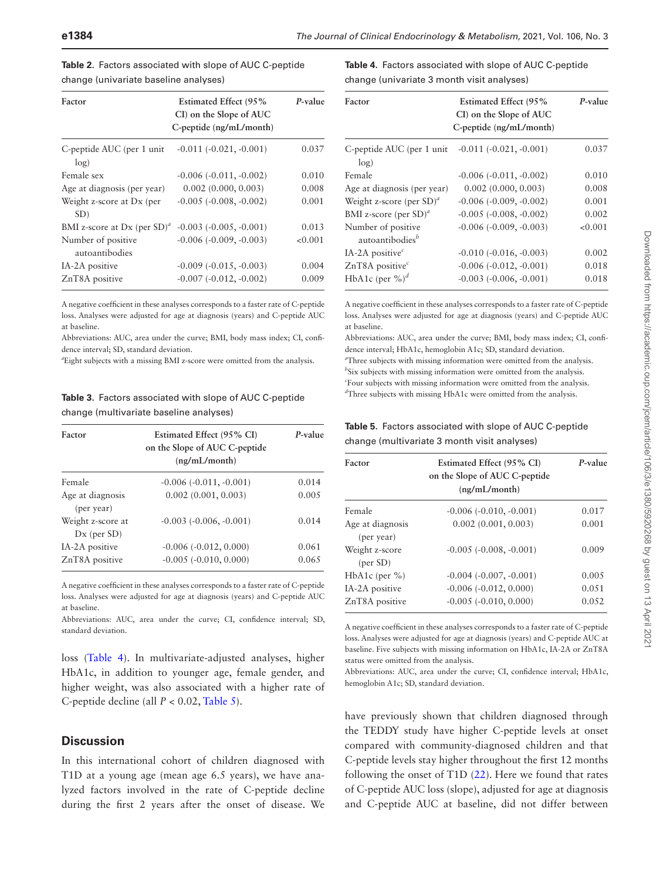**Table 2.** Factors associated with slope of AUC C-peptide change (univariate baseline analyses)

| Factor | Estimated Effect (95% CI) on the Slope of AUC C-peptide (ng/mL/month) | *P*-value |
|---|---|---|
| C-peptide AUC (per 1 unit log) | -0.011 (-0.021, -0.001) | 0.037 |
| Female sex | -0.006 (-0.011, -0.002) | 0.010 |
| Age at diagnosis (per year) | 0.002 (0.000, 0.003) | 0.008 |
| Weight z-score at Dx (per SD) | -0.005 (-0.008, -0.002) | 0.001 |
| BMI z-score at Dx (per SD)[a] | -0.003 (-0.005, -0.001) | 0.013 |
| Number of positive autoantibodies | -0.006 (-0.009, -0.003) | <0.001 |
| IA-2A positive | -0.009 (-0.015, -0.003) | 0.004 |
| ZnT8A positive | -0.007 (-0.012, -0.002) | 0.009 |

A negative coefficient in these analyses corresponds to a faster rate of C-peptide loss. Analyses were adjusted for age at diagnosis (years) and C-peptide AUC at baseline.

Abbreviations: AUC, area under the curve; BMI, body mass index; CI, confidence interval; SD, standard deviation.

[a]Eight subjects with a missing BMI z-score were omitted from the analysis.

**Table 3.** Factors associated with slope of AUC C-peptide change (multivariate baseline analyses)

| Factor | Estimated Effect (95% CI) on the Slope of AUC C-peptide (ng/mL/month) | *P*-value |
|---|---|---|
| Female | -0.006 (-0.011, -0.001) | 0.014 |
| Age at diagnosis (per year) | 0.002 (0.001, 0.003) | 0.005 |
| Weight z-score at Dx (per SD) | -0.003 (-0.006, -0.001) | 0.014 |
| IA-2A positive | -0.006 (-0.012, 0.000) | 0.061 |
| ZnT8A positive | -0.005 (-0.010, 0.000) | 0.065 |

A negative coefficient in these analyses corresponds to a faster rate of C-peptide loss. Analyses were adjusted for age at diagnosis (years) and C-peptide AUC at baseline.

Abbreviations: AUC, area under the curve; CI, confidence interval; SD, standard deviation.

loss (Table 4). In multivariate-adjusted analyses, higher HbA1c, in addition to younger age, female gender, and higher weight, was also associated with a higher rate of C-peptide decline (all $P < 0.02$, Table 5).

**Table 4.** Factors associated with slope of AUC C-peptide change (univariate 3 month visit analyses)

| Factor | Estimated Effect (95% CI) on the Slope of AUC C-peptide (ng/mL/month) | *P*-value |
|---|---|---|
| C-peptide AUC (per 1 unit log) | -0.011 (-0.021, -0.001) | 0.037 |
| Female | -0.006 (-0.011, -0.002) | 0.010 |
| Age at diagnosis (per year) | 0.002 (0.000, 0.003) | 0.008 |
| Weight z-score (per SD)[a] | -0.006 (-0.009, -0.002) | 0.001 |
| BMI z-score (per SD)[a] | -0.005 (-0.008, -0.002) | 0.002 |
| Number of positive autoantibodies[b] | -0.006 (-0.009, -0.003) | <0.001 |
| IA-2A positive[c] | -0.010 (-0.016, -0.003) | 0.002 |
| ZnT8A positive[c] | -0.006 (-0.012, -0.001) | 0.018 |
| HbA1c (per %)[d] | -0.003 (-0.006, -0.001) | 0.018 |

A negative coefficient in these analyses corresponds to a faster rate of C-peptide loss. Analyses were adjusted for age at diagnosis (years) and C-peptide AUC at baseline.

Abbreviations: AUC, area under the curve; BMI, body mass index; CI, confidence interval; HbA1c, hemoglobin A1c; SD, standard deviation.

[a]Three subjects with missing information were omitted from the analysis.
[b]Six subjects with missing information were omitted from the analysis.
[c]Four subjects with missing information were omitted from the analysis.
[d]Three subjects with missing HbA1c were omitted from the analysis.

**Table 5.** Factors associated with slope of AUC C-peptide change (multivariate 3 month visit analyses)

| Factor | Estimated Effect (95% CI) on the Slope of AUC C-peptide (ng/mL/month) | *P*-value |
|---|---|---|
| Female | -0.006 (-0.010, -0.001) | 0.017 |
| Age at diagnosis (per year) | 0.002 (0.001, 0.003) | 0.001 |
| Weight z-score (per SD) | -0.005 (-0.008, -0.001) | 0.009 |
| HbA1c (per %) | -0.004 (-0.007, -0.001) | 0.005 |
| IA-2A positive | -0.006 (-0.012, 0.000) | 0.051 |
| ZnT8A positive | -0.005 (-0.010, 0.000) | 0.052 |

A negative coefficient in these analyses corresponds to a faster rate of C-peptide loss. Analyses were adjusted for age at diagnosis (years) and C-peptide AUC at baseline. Five subjects with missing information on HbA1c, IA-2A or ZnT8A status were omitted from the analysis.

Abbreviations: AUC, area under the curve; CI, confidence interval; HbA1c, hemoglobin A1c; SD, standard deviation.

## Discussion

In this international cohort of children diagnosed with T1D at a young age (mean age 6.5 years), we have analyzed factors involved in the rate of C-peptide decline during the first 2 years after the onset of disease. We have previously shown that children diagnosed through the TEDDY study have higher C-peptide levels at onset compared with community-diagnosed children and that C-peptide levels stay higher throughout the first 12 months following the onset of T1D (22). Here we found that rates of C-peptide AUC loss (slope), adjusted for age at diagnosis and C-peptide AUC at baseline, did not differ between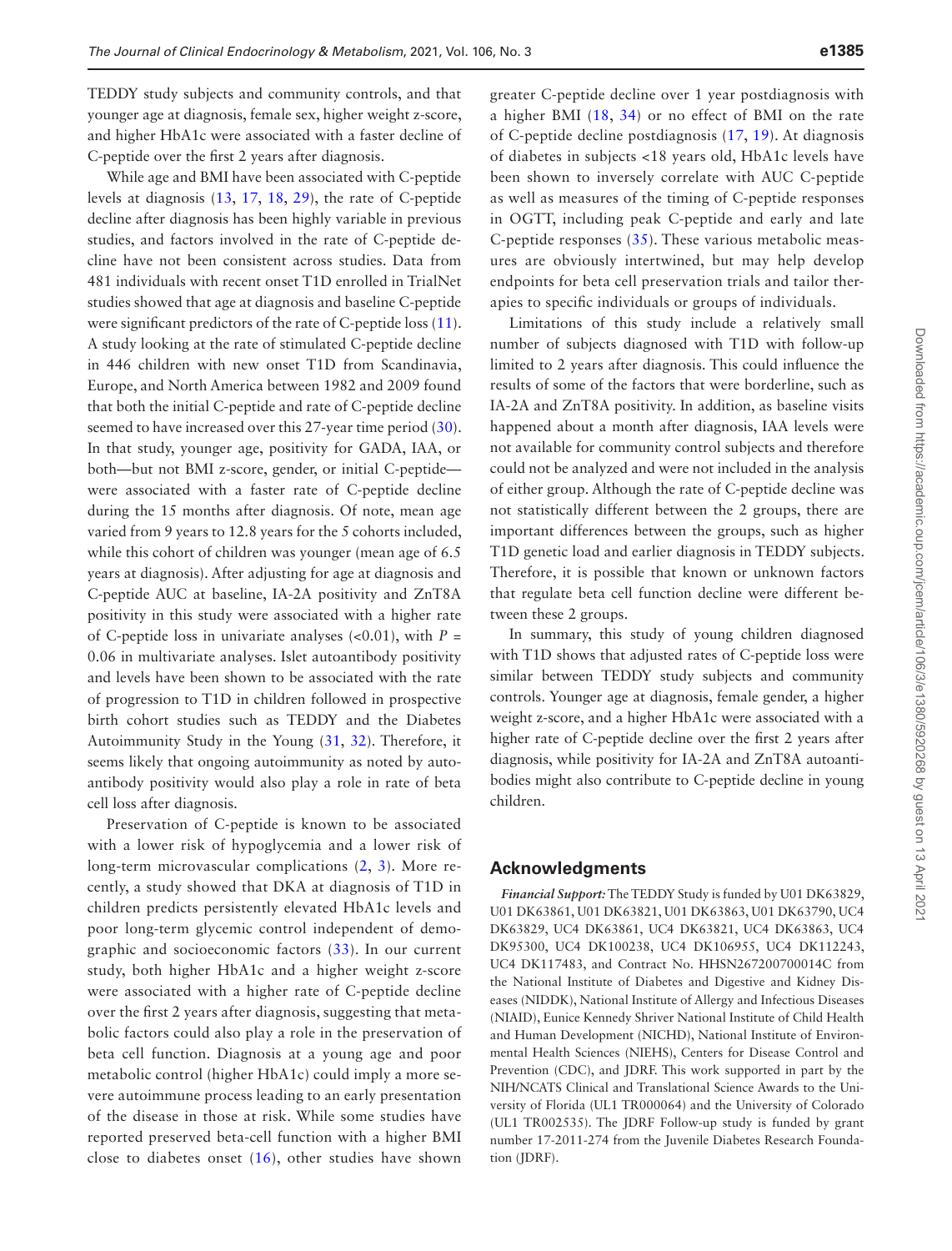TEDDY study subjects and community controls, and that younger age at diagnosis, female sex, higher weight z-score, and higher HbA1c were associated with a faster decline of C-peptide over the first 2 years after diagnosis.

While age and BMI have been associated with C-peptide levels at diagnosis (13, 17, 18, 29), the rate of C-peptide decline after diagnosis has been highly variable in previous studies, and factors involved in the rate of C-peptide decline have not been consistent across studies. Data from 481 individuals with recent onset T1D enrolled in TrialNet studies showed that age at diagnosis and baseline C-peptide were significant predictors of the rate of C-peptide loss (11). A study looking at the rate of stimulated C-peptide decline in 446 children with new onset T1D from Scandinavia, Europe, and North America between 1982 and 2009 found that both the initial C-peptide and rate of C-peptide decline seemed to have increased over this 27-year time period (30). In that study, younger age, positivity for GADA, IAA, or both—but not BMI z-score, gender, or initial C-peptide—were associated with a faster rate of C-peptide decline during the 15 months after diagnosis. Of note, mean age varied from 9 years to 12.8 years for the 5 cohorts included, while this cohort of children was younger (mean age of 6.5 years at diagnosis). After adjusting for age at diagnosis and C-peptide AUC at baseline, IA-2A positivity and ZnT8A positivity in this study were associated with a higher rate of C-peptide loss in univariate analyses (<0.01), with $P$ = 0.06 in multivariate analyses. Islet autoantibody positivity and levels have been shown to be associated with the rate of progression to T1D in children followed in prospective birth cohort studies such as TEDDY and the Diabetes Autoimmunity Study in the Young (31, 32). Therefore, it seems likely that ongoing autoimmunity as noted by autoantibody positivity would also play a role in rate of beta cell loss after diagnosis.

Preservation of C-peptide is known to be associated with a lower risk of hypoglycemia and a lower risk of long-term microvascular complications (2, 3). More recently, a study showed that DKA at diagnosis of T1D in children predicts persistently elevated HbA1c levels and poor long-term glycemic control independent of demographic and socioeconomic factors (33). In our current study, both higher HbA1c and a higher weight z-score were associated with a higher rate of C-peptide decline over the first 2 years after diagnosis, suggesting that metabolic factors could also play a role in the preservation of beta cell function. Diagnosis at a young age and poor metabolic control (higher HbA1c) could imply a more severe autoimmune process leading to an early presentation of the disease in those at risk. While some studies have reported preserved beta-cell function with a higher BMI close to diabetes onset (16), other studies have shown greater C-peptide decline over 1 year postdiagnosis with a higher BMI (18, 34) or no effect of BMI on the rate of C-peptide decline postdiagnosis (17, 19). At diagnosis of diabetes in subjects <18 years old, HbA1c levels have been shown to inversely correlate with AUC C-peptide as well as measures of the timing of C-peptide responses in OGTT, including peak C-peptide and early and late C-peptide responses (35). These various metabolic measures are obviously intertwined, but may help develop endpoints for beta cell preservation trials and tailor therapies to specific individuals or groups of individuals.

Limitations of this study include a relatively small number of subjects diagnosed with T1D with follow-up limited to 2 years after diagnosis. This could influence the results of some of the factors that were borderline, such as IA-2A and ZnT8A positivity. In addition, as baseline visits happened about a month after diagnosis, IAA levels were not available for community control subjects and therefore could not be analyzed and were not included in the analysis of either group. Although the rate of C-peptide decline was not statistically different between the 2 groups, there are important differences between the groups, such as higher T1D genetic load and earlier diagnosis in TEDDY subjects. Therefore, it is possible that known or unknown factors that regulate beta cell function decline were different between these 2 groups.

In summary, this study of young children diagnosed with T1D shows that adjusted rates of C-peptide loss were similar between TEDDY study subjects and community controls. Younger age at diagnosis, female gender, a higher weight z-score, and a higher HbA1c were associated with a higher rate of C-peptide decline over the first 2 years after diagnosis, while positivity for IA-2A and ZnT8A autoantibodies might also contribute to C-peptide decline in young children.

## Acknowledgments

***Financial Support:*** The TEDDY Study is funded by U01 DK63829, U01 DK63861, U01 DK63821, U01 DK63863, U01 DK63790, UC4 DK63829, UC4 DK63861, UC4 DK63821, UC4 DK63863, UC4 DK95300, UC4 DK100238, UC4 DK106955, UC4 DK112243, UC4 DK117483, and Contract No. HHSN267200700014C from the National Institute of Diabetes and Digestive and Kidney Diseases (NIDDK), National Institute of Allergy and Infectious Diseases (NIAID), Eunice Kennedy Shriver National Institute of Child Health and Human Development (NICHD), National Institute of Environmental Health Sciences (NIEHS), Centers for Disease Control and Prevention (CDC), and JDRF. This work supported in part by the NIH/NCATS Clinical and Translational Science Awards to the University of Florida (UL1 TR000064) and the University of Colorado (UL1 TR002535). The JDRF Follow-up study is funded by grant number 17-2011-274 from the Juvenile Diabetes Research Foundation (JDRF).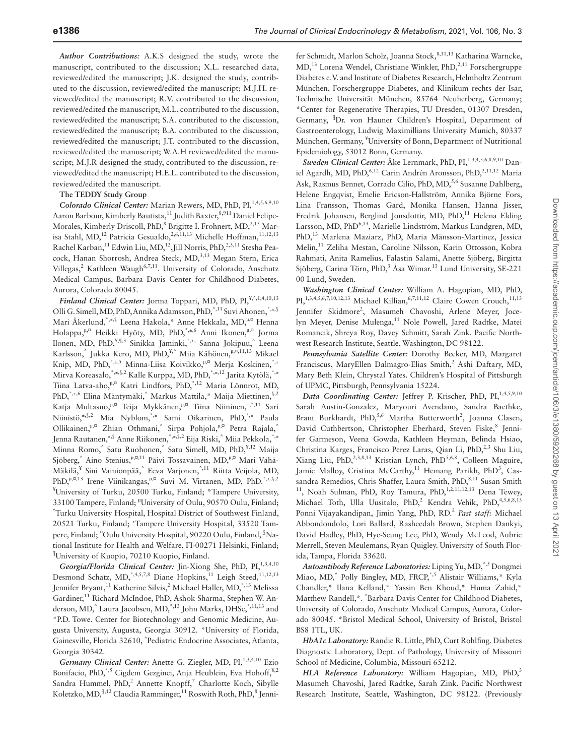*Author Contributions:* A.K.S designed the study, wrote the manuscript, contributed to the discussion; X.L. researched data, reviewed/edited the manuscript; J.K. designed the study, contributed to the discussion, reviewed/edited the manuscript; M.J.H. reviewed/edited the manuscript; R.V. contributed to the discussion, reviewed/edited the manuscript; M.L. contributed to the discussion, reviewed/edited the manuscript; S.A. contributed to the discussion, reviewed/edited the manuscript; B.A. contributed to the discussion, reviewed/edited the manuscript; J.T. contributed to the discussion, reviewed/edited the manuscript; W.A.H reviewed/edited the manuscript; M.J.R designed the study, contributed to the discussion, reviewed/edited the manuscript; H.E.L. contributed to the discussion, reviewed/edited the manuscript.

**The TEDDY Study Group**

***Colorado Clinical Center:*** Marian Rewers, MD, PhD, PI,[1,4,5,6,9,10] Aaron Barbour, Kimberly Bautista,[11] Judith Baxter,[8,9,11] Daniel Felipe-Morales, Kimberly Driscoll, PhD,[8] Brigitte I. Frohnert, MD,[2,13] Marisa Stahl, MD,[12] Patricia Gesualdo,[2,6,11,13] Michelle Hoffman,[11,12,13] Rachel Karban,[11] Edwin Liu, MD,[12] Jill Norris, PhD,[2,3,11] Stesha Peacock, Hanan Shorrosh, Andrea Steck, MD,[3,13] Megan Stern, Erica Villegas,[2] Kathleen Waugh[6,7,11]. University of Colorado, Anschutz Medical Campus, Barbara Davis Center for Childhood Diabetes, Aurora, Colorado 80045.

***Finland Clinical Center:*** Jorma Toppari, MD, PhD, PI,[¥,^,1,4,10,13] Olli G. Simell, MD, PhD, Annika Adamsson, PhD,[^,11] Suvi Ahonen,[*,±,§] Mari Åkerlund,[*,±,§] Leena Hakola,* Anne Hekkala, MD,[µ,¤] Henna Holappa,[µ,¤] Heikki Hyöty, MD, PhD,[*,±,6] Anni Ikonen,[µ,¤] Jorma Ilonen, MD, PhD,[¥,¶,3] Sinikka Jäminki,[*,±] Sanna Jokipuu,[^] Leena Karlsson,[^] Jukka Kero, MD, PhD,[¥,^] Miia Kähönen,[µ,¤,11,13] Mikael Knip, MD, PhD,[*,±,5] Minna-Liisa Koivikko,[µ,¤] Merja Koskinen,[*,±] Mirva Koreasalo,[*,±,§,2] Kalle Kurppa, MD, PhD,[*,±,12] Jarita Kytölä,[*,±] Tiina Latva-aho,[µ,¤] Katri Lindfors, PhD,[*,12] Maria Lönnrot, MD, PhD,[*,±,6] Elina Mäntymäki,[^] Markus Mattila,* Maija Miettinen,[§,2] Katja Multasuo,[µ,¤] Teija Mykkänen,[µ,¤] Tiina Niininen,[±,*,11] Sari Niinistö,[±,§,2] Mia Nyblom,[*,±] Sami Oikarinen, PhD,[*,±] Paula Ollikainen,[µ,¤] Zhian Othmani,[^] Sirpa Pohjola,[µ,¤] Petra Rajala,[^] Jenna Rautanen,[±,§] Anne Riikonen,[*,±,§,2] Eija Riski,[^] Miia Pekkola,[*,±] Minna Romo,[^] Satu Ruohonen,[^] Satu Simell, MD, PhD,[¥,12] Maija Sjöberg,[^] Aino Stenius,[µ,¤,11] Päivi Tossavainen, MD,[µ,¤] Mari Vähä-Mäkilä,[¥] Sini Vainionpää,[^] Eeva Varjonen,[^,11] Riitta Veijola, MD, PhD,[µ,¤,13] Irene Viinikangas,[µ,¤] Suvi M. Virtanen, MD, PhD.[*,±,§,2] [¥]University of Turku, 20500 Turku, Finland; *Tampere University, 33100 Tampere, Finland; [µ]University of Oulu, 90570 Oulu, Finland; [^]Turku University Hospital, Hospital District of Southwest Finland, 20521 Turku, Finland; [±]Tampere University Hospital, 33520 Tampere, Finland; [¤]Oulu University Hospital, 90220 Oulu, Finland, [§]National Institute for Health and Welfare, FI-00271 Helsinki, Finland; [¶]University of Kuopio, 70210 Kuopio, Finland.

***Georgia/Florida Clinical Center:*** Jin-Xiong She, PhD, PI,[1,3,4,10] Desmond Schatz, MD,[*,4,5,7,8] Diane Hopkins,[11] Leigh Steed,[11,12,13] Jennifer Bryant,[11] Katherine Silvis,[2] Michael Haller, MD,[*,13] Melissa Gardiner,[11] Richard McIndoe, PhD, Ashok Sharma, Stephen W. Anderson, MD,[^] Laura Jacobsen, MD,[*,13] John Marks, DHSc,[*,11,13] and *P.D. Towe. Center for Biotechnology and Genomic Medicine, Augusta University, Augusta, Georgia 30912. *University of Florida, Gainesville, Florida 32610, [^]Pediatric Endocrine Associates, Atlanta, Georgia 30342.

***Germany Clinical Center:*** Anette G. Ziegler, MD, PI,[1,3,4,10] Ezio Bonifacio, PhD,[*,5] Cigdem Gezginci, Anja Heublein, Eva Hohoff,[¥,2] Sandra Hummel, PhD,[2] Annette Knopff,[7] Charlotte Koch, Sibylle Koletzko, MD,[¶,12] Claudia Ramminger,[11] Roswith Roth, PhD,[8] Jennifer Schmidt, Marlon Scholz, Joanna Stock,[8,11,13] Katharina Warncke, MD,[13] Lorena Wendel, Christiane Winkler, PhD,[2,11] Forschergruppe Diabetes e.V. and Institute of Diabetes Research, Helmholtz Zentrum München, Forschergruppe Diabetes, and Klinikum rechts der Isar, Technische Universität München, 85764 Neuherberg, Germany; *Center for Regenerative Therapies, TU Dresden, 01307 Dresden, Germany, [¶]Dr. von Hauner Children's Hospital, Department of Gastroenterology, Ludwig Maximillians University Munich, 80337 München, Germany, [¥]University of Bonn, Department of Nutritional Epidemiology, 53012 Bonn, Germany.

***Sweden Clinical Center:*** Åke Lernmark, PhD, PI,[1,3,4,5,6,8,9,10] Daniel Agardh, MD, PhD,[6,12] Carin Andrén Aronsson, PhD,[2,11,12] Maria Ask, Rasmus Bennet, Corrado Cilio, PhD, MD,[5,6] Susanne Dahlberg, Helene Engqvist, Emelie Ericson-Hallström, Annika Björne Fors, Lina Fransson, Thomas Gard, Monika Hansen, Hanna Jisser, Fredrik Johansen, Berglind Jonsdottir, MD, PhD,[11] Helena Elding Larsson, MD, PhD[6,13], Marielle Lindström, Markus Lundgren, MD, PhD,[13] Marlena Maziarz, PhD, Maria Månsson-Martinez, Jessica Melin,[11] Zeliha Mestan, Caroline Nilsson, Karin Ottosson, Kobra Rahmati, Anita Ramelius, Falastin Salami, Anette Sjöberg, Birgitta Sjöberg, Carina Törn, PhD,[3] Åsa Wimar.[13] Lund University, SE-221 00 Lund, Sweden.

***Washington Clinical Center:*** William A. Hagopian, MD, PhD, PI,[1,3,4,5,6,7,10,12,13] Michael Killian,[6,7,11,12] Claire Cowen Crouch,[11,13] Jennifer Skidmore[2], Masumeh Chavoshi, Arlene Meyer, Jocelyn Meyer, Denise Mulenga,[11] Nole Powell, Jared Radtke, Matei Romancik, Shreya Roy, Davey Schmitt, Sarah Zink. Pacific Northwest Research Institute, Seattle, Washington, DC 98122.

***Pennsylvania Satellite Center:*** Dorothy Becker, MD, Margaret Franciscus, MaryEllen Dalmagro-Elias Smith,[2] Ashi Daftary, MD, Mary Beth Klein, Chrystal Yates. Children's Hospital of Pittsburgh of UPMC, Pittsburgh, Pennsylvania 15224.

***Data Coordinating Center:*** Jeffrey P. Krischer, PhD, PI,[1,4,5,9,10] Sarah Austin-Gonzalez, Maryouri Avendano, Sandra Baethke, Brant Burkhardt, PhD,[5,6] Martha Butterworth[2], Joanna Clasen, David Cuthbertson, Christopher Eberhard, Steven Fiske,[8] Jennifer Garmeson, Veena Gowda, Kathleen Heyman, Belinda Hsiao, Christina Karges, Francisco Perez Laras, Qian Li, PhD,[2,3] Shu Liu, Xiang Liu, PhD,[2,3,8,13] Kristian Lynch, PhD[5,6,8], Colleen Maguire, Jamie Malloy, Cristina McCarthy,[11] Hemang Parikh, PhD[3], Cassandra Remedios, Chris Shaffer, Laura Smith, PhD,[8,11] Susan Smith [11], Noah Sulman, PhD, Roy Tamura, PhD,[1,2,11,12,13] Dena Tewey, Michael Toth, Ulla Uusitalo, PhD,[2] Kendra Vehik, PhD,[4,5,6,8,13] Ponni Vijayakandipan, Jimin Yang, PhD, RD.[2] *Past staff:* Michael Abbondondolo, Lori Ballard, Rasheedah Brown, Stephen Dankyi, David Hadley, PhD, Hye-Seung Lee, PhD, Wendy McLeod, Aubrie Merrell, Steven Meulemans, Ryan Quigley. University of South Florida, Tampa, Florida 33620.

***Autoantibody Reference Laboratories:*** Liping Yu, MD,[^,5] Dongmei Miao, MD,[^] Polly Bingley, MD, FRCP,[*,5] Alistair Williams,* Kyla Chandler,* Ilana Kelland,* Yassin Ben Khoud,* Huma Zahid,* Matthew Randell,*. [^]Barbara Davis Center for Childhood Diabetes, University of Colorado, Anschutz Medical Campus, Aurora, Colorado 80045. *Bristol Medical School, University of Bristol, Bristol BS8 1TL, UK.

***HbA1c Laboratory:*** Randie R. Little, PhD, Curt Rohlfing. Diabetes Diagnostic Laboratory, Dept. of Pathology, University of Missouri School of Medicine, Columbia, Missouri 65212.

***HLA Reference Laboratory:*** William Hagopian, MD, PhD,[3] Masumeh Chavoshi, Jared Radtke, Sarah Zink. Pacific Northwest Research Institute, Seattle, Washington, DC 98122. (Previously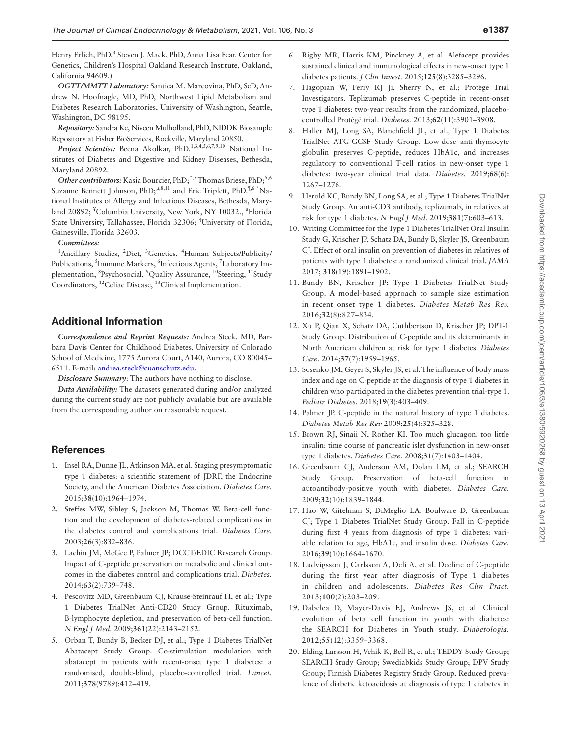Henry Erlich, PhD,[3] Steven J. Mack, PhD, Anna Lisa Fear. Center for Genetics, Children's Hospital Oakland Research Institute, Oakland, California 94609.)

*OGTT/MMTT Laboratory:* Santica M. Marcovina, PhD, ScD, Andrew N. Hoofnagle, MD, PhD, Northwest Lipid Metabolism and Diabetes Research Laboratories, University of Washington, Seattle, Washington, DC 98195.

*Repository:* Sandra Ke, Niveen Mulholland, PhD, NIDDK Biosample Repository at Fisher BioServices, Rockville, Maryland 20850.

*Project Scientist:* Beena Akolkar, PhD.[1,3,4,5,6,7,9,10] National Institutes of Diabetes and Digestive and Kidney Diseases, Bethesda, Maryland 20892.

*Other contributors:* Kasia Bourcier, PhD;[*,5] Thomas Briese, PhD;[¥,6] Suzanne Bennett Johnson, PhD;[µ,8,11] and Eric Triplett, PhD.[¶,6] [*]National Institutes of Allergy and Infectious Diseases, Bethesda, Maryland 20892; [¥]Columbia University, New York, NY 10032., [µ]Florida State University, Tallahassee, Florida 32306; [¶]University of Florida, Gainesville, Florida 32603.

*Committees:*

[1]Ancillary Studies, [2]Diet, [3]Genetics, [4]Human Subjects/Publicity/Publications, [5]Immune Markers, [6]Infectious Agents, [7]Laboratory Implementation, [8]Psychosocial, [9]Quality Assurance, [10]Steering, [11]Study Coordinators, [12]Celiac Disease, [13]Clinical Implementation.

## Additional Information

*Correspondence and Reprint Requests:* Andrea Steck, MD, Barbara Davis Center for Childhood Diabetes, University of Colorado School of Medicine, 1775 Aurora Court, A140, Aurora, CO 80045–6511. E-mail: andrea.steck@cuanschutz.edu.

*Disclosure Summary*: The authors have nothing to disclose.

*Data Availability:* The datasets generated during and/or analyzed during the current study are not publicly available but are available from the corresponding author on reasonable request.

## References

1. Insel RA, Dunne JL, Atkinson MA, et al. Staging presymptomatic type 1 diabetes: a scientific statement of JDRF, the Endocrine Society, and the American Diabetes Association. *Diabetes Care.* 2015;**38**(10):1964–1974.
2. Steffes MW, Sibley S, Jackson M, Thomas W. Beta-cell function and the development of diabetes-related complications in the diabetes control and complications trial. *Diabetes Care.* 2003;**26**(3):832–836.
3. Lachin JM, McGee P, Palmer JP; DCCT/EDIC Research Group. Impact of C-peptide preservation on metabolic and clinical outcomes in the diabetes control and complications trial. *Diabetes.* 2014;**63**(2):739–748.
4. Pescovitz MD, Greenbaum CJ, Krause-Steinrauf H, et al.; Type 1 Diabetes TrialNet Anti-CD20 Study Group. Rituximab, B-lymphocyte depletion, and preservation of beta-cell function. *N Engl J Med.* 2009;**361**(22):2143–2152.
5. Orban T, Bundy B, Becker DJ, et al.; Type 1 Diabetes TrialNet Abatacept Study Group. Co-stimulation modulation with abatacept in patients with recent-onset type 1 diabetes: a randomised, double-blind, placebo-controlled trial. *Lancet.* 2011;**378**(9789):412–419.
6. Rigby MR, Harris KM, Pinckney A, et al. Alefacept provides sustained clinical and immunological effects in new-onset type 1 diabetes patients. *J Clin Invest.* 2015;**125**(8):3285–3296.
7. Hagopian W, Ferry RJ Jr, Sherry N, et al.; Protégé Trial Investigators. Teplizumab preserves C-peptide in recent-onset type 1 diabetes: two-year results from the randomized, placebo-controlled Protégé trial. *Diabetes.* 2013;**62**(11):3901–3908.
8. Haller MJ, Long SA, Blanchfield JL, et al.; Type 1 Diabetes TrialNet ATG-GCSF Study Group. Low-dose anti-thymocyte globulin preserves C-peptide, reduces HbA1c, and increases regulatory to conventional T-cell ratios in new-onset type 1 diabetes: two-year clinical trial data. *Diabetes.* 2019;**68**(6):1267–1276.
9. Herold KC, Bundy BN, Long SA, et al.; Type 1 Diabetes TrialNet Study Group. An anti-CD3 antibody, teplizumab, in relatives at risk for type 1 diabetes. *N Engl J Med.* 2019;**381**(7):603–613.
10. Writing Committee for the Type 1 Diabetes TrialNet Oral Insulin Study G, Krischer JP, Schatz DA, Bundy B, Skyler JS, Greenbaum CJ. Effect of oral insulin on prevention of diabetes in relatives of patients with type 1 diabetes: a randomized clinical trial. *JAMA* 2017; **318**(19):1891–1902.
11. Bundy BN, Krischer JP; Type 1 Diabetes TrialNet Study Group. A model-based approach to sample size estimation in recent onset type 1 diabetes. *Diabetes Metab Res Rev.* 2016;**32**(8):827–834.
12. Xu P, Qian X, Schatz DA, Cuthbertson D, Krischer JP; DPT-1 Study Group. Distribution of C-peptide and its determinants in North American children at risk for type 1 diabetes. *Diabetes Care.* 2014;**37**(7):1959–1965.
13. Sosenko JM, Geyer S, Skyler JS, et al. The influence of body mass index and age on C-peptide at the diagnosis of type 1 diabetes in children who participated in the diabetes prevention trial-type 1. *Pediatr Diabetes.* 2018;**19**(3):403–409.
14. Palmer JP. C-peptide in the natural history of type 1 diabetes. *Diabetes Metab Res Rev* 2009;**25**(4):325–328.
15. Brown RJ, Sinaii N, Rother KI. Too much glucagon, too little insulin: time course of pancreatic islet dysfunction in new-onset type 1 diabetes. *Diabetes Care.* 2008;**31**(7):1403–1404.
16. Greenbaum CJ, Anderson AM, Dolan LM, et al.; SEARCH Study Group. Preservation of beta-cell function in autoantibody-positive youth with diabetes. *Diabetes Care.* 2009;**32**(10):1839–1844.
17. Hao W, Gitelman S, DiMeglio LA, Boulware D, Greenbaum CJ; Type 1 Diabetes TrialNet Study Group. Fall in C-peptide during first 4 years from diagnosis of type 1 diabetes: variable relation to age, HbA1c, and insulin dose. *Diabetes Care.* 2016;**39**(10):1664–1670.
18. Ludvigsson J, Carlsson A, Deli A, et al. Decline of C-peptide during the first year after diagnosis of Type 1 diabetes in children and adolescents. *Diabetes Res Clin Pract.* 2013;**100**(2):203–209.
19. Dabelea D, Mayer-Davis EJ, Andrews JS, et al. Clinical evolution of beta cell function in youth with diabetes: the SEARCH for Diabetes in Youth study. *Diabetologia.* 2012;**55**(12):3359–3368.
20. Elding Larsson H, Vehik K, Bell R, et al.; TEDDY Study Group; SEARCH Study Group; Swediabkids Study Group; DPV Study Group; Finnish Diabetes Registry Study Group. Reduced prevalence of diabetic ketoacidosis at diagnosis of type 1 diabetes in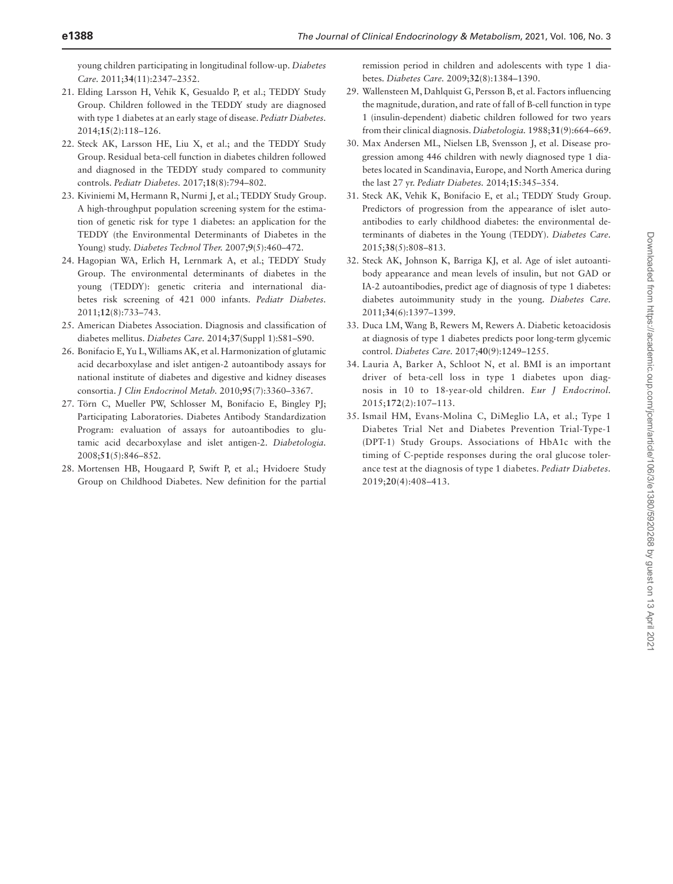young children participating in longitudinal follow-up. *Diabetes Care.* 2011;**34**(11):2347–2352.

21. Elding Larsson H, Vehik K, Gesualdo P, et al.; TEDDY Study Group. Children followed in the TEDDY study are diagnosed with type 1 diabetes at an early stage of disease. *Pediatr Diabetes.* 2014;**15**(2):118–126.
22. Steck AK, Larsson HE, Liu X, et al.; and the TEDDY Study Group. Residual beta-cell function in diabetes children followed and diagnosed in the TEDDY study compared to community controls. *Pediatr Diabetes.* 2017;**18**(8):794–802.
23. Kiviniemi M, Hermann R, Nurmi J, et al.; TEDDY Study Group. A high-throughput population screening system for the estimation of genetic risk for type 1 diabetes: an application for the TEDDY (the Environmental Determinants of Diabetes in the Young) study. *Diabetes Technol Ther.* 2007;**9**(5):460–472.
24. Hagopian WA, Erlich H, Lernmark A, et al.; TEDDY Study Group. The environmental determinants of diabetes in the young (TEDDY): genetic criteria and international diabetes risk screening of 421 000 infants. *Pediatr Diabetes.* 2011;**12**(8):733–743.
25. American Diabetes Association. Diagnosis and classification of diabetes mellitus. *Diabetes Care.* 2014;**37**(Suppl 1):S81–S90.
26. Bonifacio E, Yu L, Williams AK, et al. Harmonization of glutamic acid decarboxylase and islet antigen-2 autoantibody assays for national institute of diabetes and digestive and kidney diseases consortia. *J Clin Endocrinol Metab.* 2010;**95**(7):3360–3367.
27. Törn C, Mueller PW, Schlosser M, Bonifacio E, Bingley PJ; Participating Laboratories. Diabetes Antibody Standardization Program: evaluation of assays for autoantibodies to glutamic acid decarboxylase and islet antigen-2. *Diabetologia.* 2008;**51**(5):846–852.
28. Mortensen HB, Hougaard P, Swift P, et al.; Hvidoere Study Group on Childhood Diabetes. New definition for the partial remission period in children and adolescents with type 1 diabetes. *Diabetes Care.* 2009;**32**(8):1384–1390.
29. Wallensteen M, Dahlquist G, Persson B, et al. Factors influencing the magnitude, duration, and rate of fall of B-cell function in type 1 (insulin-dependent) diabetic children followed for two years from their clinical diagnosis. *Diabetologia.* 1988;**31**(9):664–669.
30. Max Andersen ML, Nielsen LB, Svensson J, et al. Disease progression among 446 children with newly diagnosed type 1 diabetes located in Scandinavia, Europe, and North America during the last 27 yr. *Pediatr Diabetes.* 2014;**15**:345–354.
31. Steck AK, Vehik K, Bonifacio E, et al.; TEDDY Study Group. Predictors of progression from the appearance of islet autoantibodies to early childhood diabetes: the environmental determinants of diabetes in the Young (TEDDY). *Diabetes Care.* 2015;**38**(5):808–813.
32. Steck AK, Johnson K, Barriga KJ, et al. Age of islet autoantibody appearance and mean levels of insulin, but not GAD or IA-2 autoantibodies, predict age of diagnosis of type 1 diabetes: diabetes autoimmunity study in the young. *Diabetes Care.* 2011;**34**(6):1397–1399.
33. Duca LM, Wang B, Rewers M, Rewers A. Diabetic ketoacidosis at diagnosis of type 1 diabetes predicts poor long-term glycemic control. *Diabetes Care.* 2017;**40**(9):1249–1255.
34. Lauria A, Barker A, Schloot N, et al. BMI is an important driver of beta-cell loss in type 1 diabetes upon diagnosis in 10 to 18-year-old children. *Eur J Endocrinol.* 2015;**172**(2):107–113.
35. Ismail HM, Evans-Molina C, DiMeglio LA, et al.; Type 1 Diabetes Trial Net and Diabetes Prevention Trial-Type-1 (DPT-1) Study Groups. Associations of HbA1c with the timing of C-peptide responses during the oral glucose tolerance test at the diagnosis of type 1 diabetes. *Pediatr Diabetes.* 2019;**20**(4):408–413.